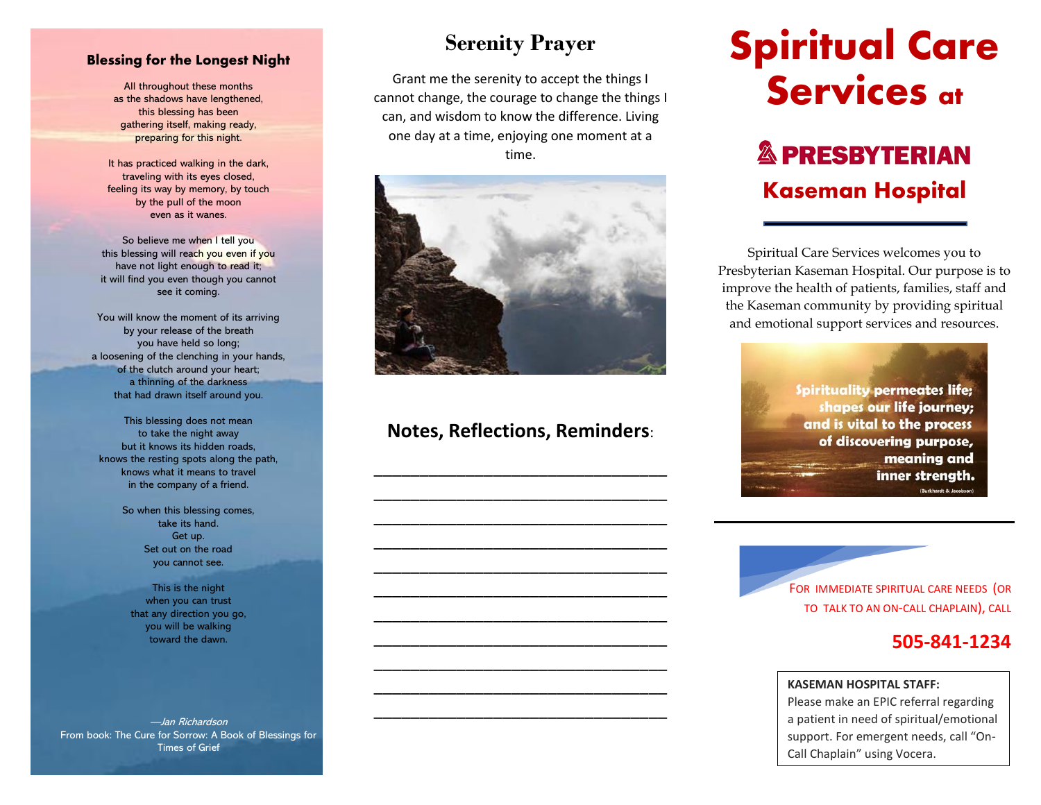## Blessing for the Longest Night

All throughout these months
as the shadows have lengthened,
this blessing has been
gathering itself, making ready,
preparing for this night.

It has practiced walking in the dark,
traveling with its eyes closed,
feeling its way by memory, by touch
by the pull of the moon
even as it wanes.

So believe me when I tell you
this blessing will reach you even if you
have not light enough to read it;
it will find you even though you cannot
see it coming.

You will know the moment of its arriving
by your release of the breath
you have held so long;
a loosening of the clenching in your hands,
of the clutch around your heart;
a thinning of the darkness
that had drawn itself around you.

This blessing does not mean
to take the night away
but it knows its hidden roads,
knows the resting spots along the path,
knows what it means to travel
in the company of a friend.

So when this blessing comes,
take its hand.
Get up.
Set out on the road
you cannot see.

This is the night
when you can trust
that any direction you go,
you will be walking
toward the dawn.

*—Jan Richardson*
From book: The Cure for Sorrow: A Book of Blessings for Times of Grief

## Serenity Prayer

Grant me the serenity to accept the things I cannot change, the courage to change the things I can, and wisdom to know the difference. Living one day at a time, enjoying one moment at a time.

## Notes, Reflections, Reminders:

_______________________________________

_______________________________________

_______________________________________

_______________________________________

_______________________________________

_______________________________________

_______________________________________

_______________________________________

_______________________________________

_______________________________________

_______________________________________

# Spiritual Care Services at

## PRESBYTERIAN
## Kaseman Hospital

Spiritual Care Services welcomes you to Presbyterian Kaseman Hospital. Our purpose is to improve the health of patients, families, staff and the Kaseman community by providing spiritual and emotional support services and resources.

**Spirituality permeates life; shapes our life journey; and is vital to the process of discovering purpose, meaning and inner strength.**
(Burkhardt & Jacobson)

FOR IMMEDIATE SPIRITUAL CARE NEEDS (OR TO TALK TO AN ON-CALL CHAPLAIN), CALL

**505-841-1234**

**KASEMAN HOSPITAL STAFF:**
Please make an EPIC referral regarding a patient in need of spiritual/emotional support. For emergent needs, call "On-Call Chaplain" using Vocera.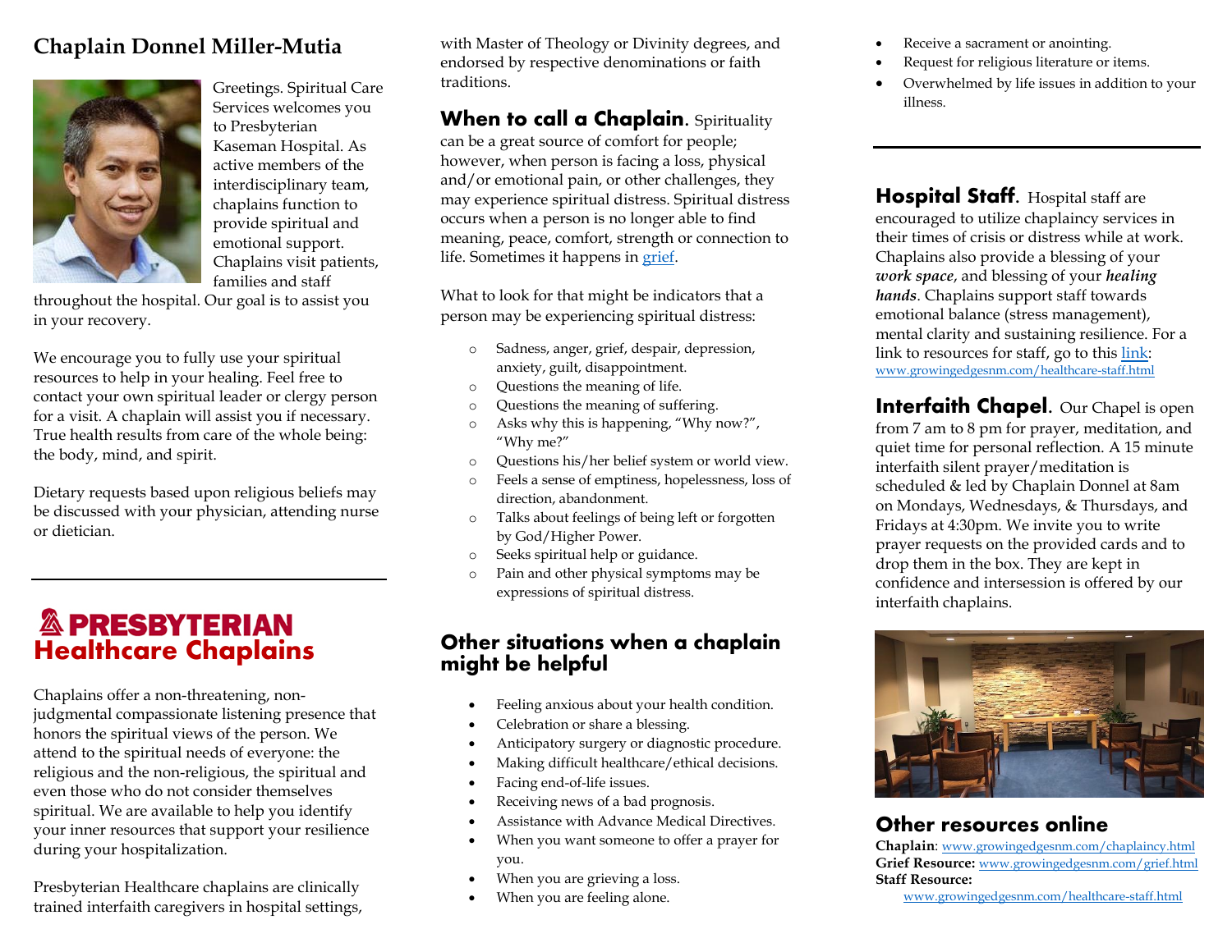## Chaplain Donnel Miller-Mutia

Greetings. Spiritual Care Services welcomes you to Presbyterian Kaseman Hospital. As active members of the interdisciplinary team, chaplains function to provide spiritual and emotional support. Chaplains visit patients, families and staff throughout the hospital. Our goal is to assist you in your recovery.

We encourage you to fully use your spiritual resources to help in your healing. Feel free to contact your own spiritual leader or clergy person for a visit. A chaplain will assist you if necessary. True health results from care of the whole being: the body, mind, and spirit.

Dietary requests based upon religious beliefs may be discussed with your physician, attending nurse or dietician.

---

## PRESBYTERIAN Healthcare Chaplains

Chaplains offer a non-threatening, non-judgmental compassionate listening presence that honors the spiritual views of the person. We attend to the spiritual needs of everyone: the religious and the non-religious, the spiritual and even those who do not consider themselves spiritual. We are available to help you identify your inner resources that support your resilience during your hospitalization.

Presbyterian Healthcare chaplains are clinically trained interfaith caregivers in hospital settings, with Master of Theology or Divinity degrees, and endorsed by respective denominations or faith traditions.

**When to call a Chaplain.** Spirituality can be a great source of comfort for people; however, when person is facing a loss, physical and/or emotional pain, or other challenges, they may experience spiritual distress. Spiritual distress occurs when a person is no longer able to find meaning, peace, comfort, strength or connection to life. Sometimes it happens in [grief](grief).

What to look for that might be indicators that a person may be experiencing spiritual distress:

- Sadness, anger, grief, despair, depression, anxiety, guilt, disappointment.
- Questions the meaning of life.
- Questions the meaning of suffering.
- Asks why this is happening, "Why now?", "Why me?"
- Questions his/her belief system or world view.
- Feels a sense of emptiness, hopelessness, loss of direction, abandonment.
- Talks about feelings of being left or forgotten by God/Higher Power.
- Seeks spiritual help or guidance.
- Pain and other physical symptoms may be expressions of spiritual distress.

### Other situations when a chaplain might be helpful

- Feeling anxious about your health condition.
- Celebration or share a blessing.
- Anticipatory surgery or diagnostic procedure.
- Making difficult healthcare/ethical decisions.
- Facing end-of-life issues.
- Receiving news of a bad prognosis.
- Assistance with Advance Medical Directives.
- When you want someone to offer a prayer for you.
- When you are grieving a loss.
- When you are feeling alone.
- Receive a sacrament or anointing.
- Request for religious literature or items.
- Overwhelmed by life issues in addition to your illness.

---

**Hospital Staff.** Hospital staff are encouraged to utilize chaplaincy services in their times of crisis or distress while at work. Chaplains also provide a blessing of your ***work space***, and blessing of your ***healing hands***. Chaplains support staff towards emotional balance (stress management), mental clarity and sustaining resilience. For a link to resources for staff, go to this link: www.growingedgesnm.com/healthcare-staff.html

**Interfaith Chapel.** Our Chapel is open from 7 am to 8 pm for prayer, meditation, and quiet time for personal reflection. A 15 minute interfaith silent prayer/meditation is scheduled & led by Chaplain Donnel at 8am on Mondays, Wednesdays, & Thursdays, and Fridays at 4:30pm. We invite you to write prayer requests on the provided cards and to drop them in the box. They are kept in confidence and intersession is offered by our interfaith chaplains.

### Other resources online

**Chaplain**: www.growingedgesnm.com/chaplaincy.html
**Grief Resource:** www.growingedgesnm.com/grief.html
**Staff Resource:** www.growingedgesnm.com/healthcare-staff.html